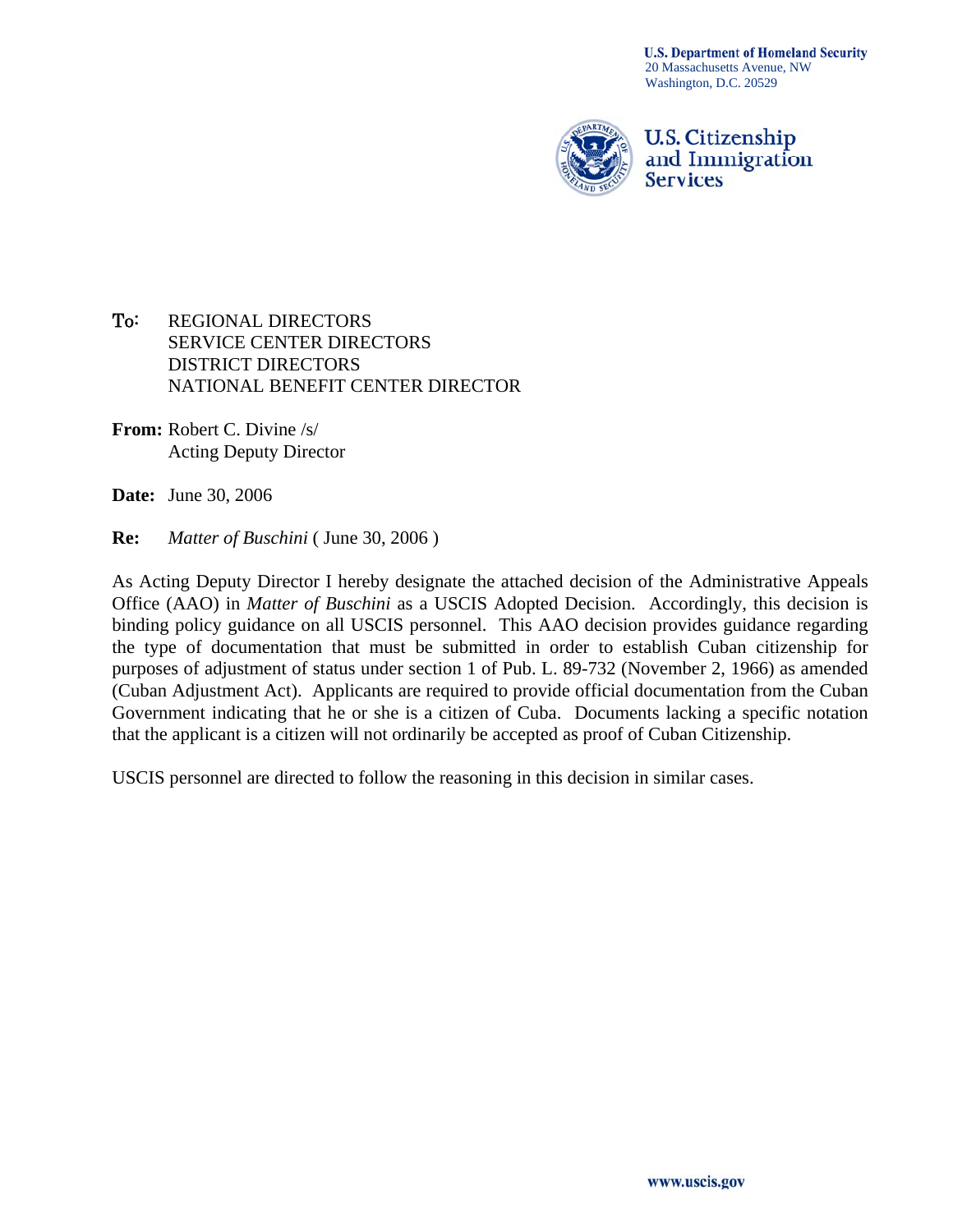**U.S. Department of Homeland Security**
20 Massachusetts Avenue, NW
Washington, D.C. 20529

**U.S. Citizenship and Immigration Services**

**To:** REGIONAL DIRECTORS
SERVICE CENTER DIRECTORS
DISTRICT DIRECTORS
NATIONAL BENEFIT CENTER DIRECTOR

**From:** Robert C. Divine /s/
Acting Deputy Director

**Date:** June 30, 2006

**Re:** *Matter of Buschini* ( June 30, 2006 )

As Acting Deputy Director I hereby designate the attached decision of the Administrative Appeals Office (AAO) in *Matter of Buschini* as a USCIS Adopted Decision. Accordingly, this decision is binding policy guidance on all USCIS personnel. This AAO decision provides guidance regarding the type of documentation that must be submitted in order to establish Cuban citizenship for purposes of adjustment of status under section 1 of Pub. L. 89-732 (November 2, 1966) as amended (Cuban Adjustment Act). Applicants are required to provide official documentation from the Cuban Government indicating that he or she is a citizen of Cuba. Documents lacking a specific notation that the applicant is a citizen will not ordinarily be accepted as proof of Cuban Citizenship.

USCIS personnel are directed to follow the reasoning in this decision in similar cases.

www.uscis.gov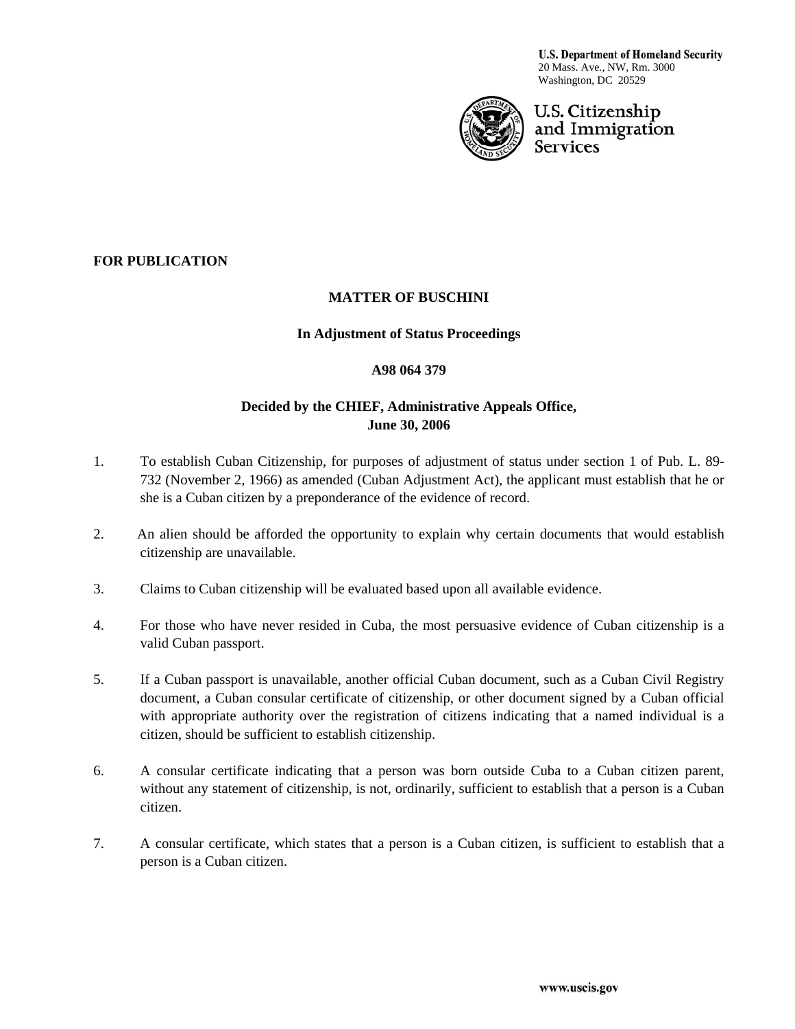U.S. Department of Homeland Security
20 Mass. Ave., NW, Rm. 3000
Washington, DC 20529

U.S. Citizenship and Immigration Services

**FOR PUBLICATION**

**MATTER OF BUSCHINI**

**In Adjustment of Status Proceedings**

**A98 064 379**

**Decided by the CHIEF, Administrative Appeals Office, June 30, 2006**

1. To establish Cuban Citizenship, for purposes of adjustment of status under section 1 of Pub. L. 89-732 (November 2, 1966) as amended (Cuban Adjustment Act), the applicant must establish that he or she is a Cuban citizen by a preponderance of the evidence of record.

2. An alien should be afforded the opportunity to explain why certain documents that would establish citizenship are unavailable.

3. Claims to Cuban citizenship will be evaluated based upon all available evidence.

4. For those who have never resided in Cuba, the most persuasive evidence of Cuban citizenship is a valid Cuban passport.

5. If a Cuban passport is unavailable, another official Cuban document, such as a Cuban Civil Registry document, a Cuban consular certificate of citizenship, or other document signed by a Cuban official with appropriate authority over the registration of citizens indicating that a named individual is a citizen, should be sufficient to establish citizenship.

6. A consular certificate indicating that a person was born outside Cuba to a Cuban citizen parent, without any statement of citizenship, is not, ordinarily, sufficient to establish that a person is a Cuban citizen.

7. A consular certificate, which states that a person is a Cuban citizen, is sufficient to establish that a person is a Cuban citizen.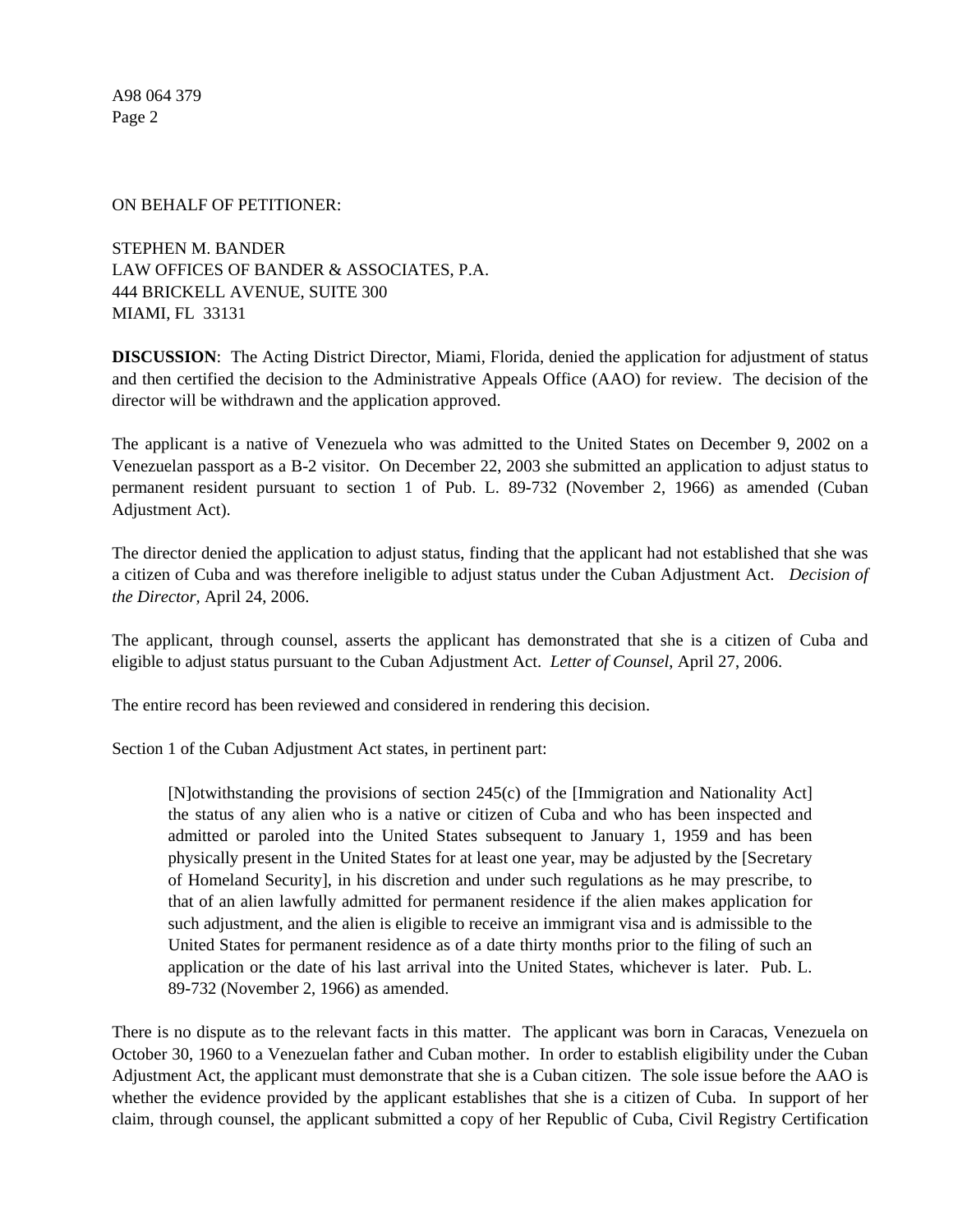ON BEHALF OF PETITIONER:

STEPHEN M. BANDER
LAW OFFICES OF BANDER & ASSOCIATES, P.A.
444 BRICKELL AVENUE, SUITE 300
MIAMI, FL 33131

**DISCUSSION**: The Acting District Director, Miami, Florida, denied the application for adjustment of status and then certified the decision to the Administrative Appeals Office (AAO) for review. The decision of the director will be withdrawn and the application approved.

The applicant is a native of Venezuela who was admitted to the United States on December 9, 2002 on a Venezuelan passport as a B-2 visitor. On December 22, 2003 she submitted an application to adjust status to permanent resident pursuant to section 1 of Pub. L. 89-732 (November 2, 1966) as amended (Cuban Adjustment Act).

The director denied the application to adjust status, finding that the applicant had not established that she was a citizen of Cuba and was therefore ineligible to adjust status under the Cuban Adjustment Act. *Decision of the Director*, April 24, 2006.

The applicant, through counsel, asserts the applicant has demonstrated that she is a citizen of Cuba and eligible to adjust status pursuant to the Cuban Adjustment Act. *Letter of Counsel*, April 27, 2006.

The entire record has been reviewed and considered in rendering this decision.

Section 1 of the Cuban Adjustment Act states, in pertinent part:

> [N]otwithstanding the provisions of section 245(c) of the [Immigration and Nationality Act] the status of any alien who is a native or citizen of Cuba and who has been inspected and admitted or paroled into the United States subsequent to January 1, 1959 and has been physically present in the United States for at least one year, may be adjusted by the [Secretary of Homeland Security], in his discretion and under such regulations as he may prescribe, to that of an alien lawfully admitted for permanent residence if the alien makes application for such adjustment, and the alien is eligible to receive an immigrant visa and is admissible to the United States for permanent residence as of a date thirty months prior to the filing of such an application or the date of his last arrival into the United States, whichever is later. Pub. L. 89-732 (November 2, 1966) as amended.

There is no dispute as to the relevant facts in this matter. The applicant was born in Caracas, Venezuela on October 30, 1960 to a Venezuelan father and Cuban mother. In order to establish eligibility under the Cuban Adjustment Act, the applicant must demonstrate that she is a Cuban citizen. The sole issue before the AAO is whether the evidence provided by the applicant establishes that she is a citizen of Cuba. In support of her claim, through counsel, the applicant submitted a copy of her Republic of Cuba, Civil Registry Certification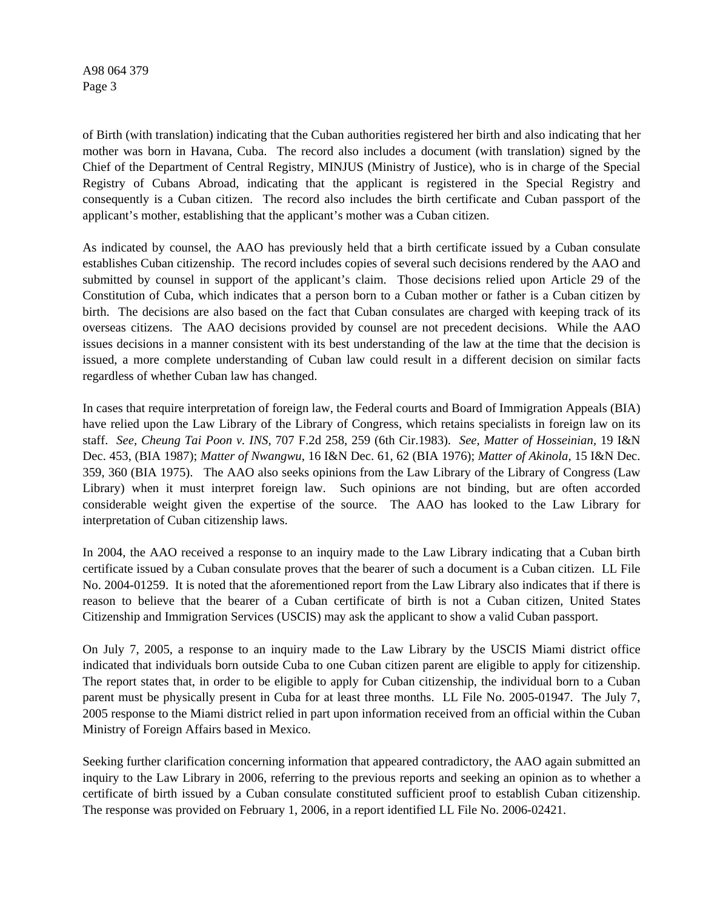of Birth (with translation) indicating that the Cuban authorities registered her birth and also indicating that her mother was born in Havana, Cuba. The record also includes a document (with translation) signed by the Chief of the Department of Central Registry, MINJUS (Ministry of Justice), who is in charge of the Special Registry of Cubans Abroad, indicating that the applicant is registered in the Special Registry and consequently is a Cuban citizen. The record also includes the birth certificate and Cuban passport of the applicant's mother, establishing that the applicant's mother was a Cuban citizen.

As indicated by counsel, the AAO has previously held that a birth certificate issued by a Cuban consulate establishes Cuban citizenship. The record includes copies of several such decisions rendered by the AAO and submitted by counsel in support of the applicant's claim. Those decisions relied upon Article 29 of the Constitution of Cuba, which indicates that a person born to a Cuban mother or father is a Cuban citizen by birth. The decisions are also based on the fact that Cuban consulates are charged with keeping track of its overseas citizens. The AAO decisions provided by counsel are not precedent decisions. While the AAO issues decisions in a manner consistent with its best understanding of the law at the time that the decision is issued, a more complete understanding of Cuban law could result in a different decision on similar facts regardless of whether Cuban law has changed.

In cases that require interpretation of foreign law, the Federal courts and Board of Immigration Appeals (BIA) have relied upon the Law Library of the Library of Congress, which retains specialists in foreign law on its staff. *See, Cheung Tai Poon v. INS*, 707 F.2d 258, 259 (6th Cir.1983). *See, Matter of Hosseinian,* 19 I&N Dec. 453, (BIA 1987); *Matter of Nwangwu*, 16 I&N Dec. 61, 62 (BIA 1976); *Matter of Akinola,* 15 I&N Dec. 359, 360 (BIA 1975). The AAO also seeks opinions from the Law Library of the Library of Congress (Law Library) when it must interpret foreign law. Such opinions are not binding, but are often accorded considerable weight given the expertise of the source. The AAO has looked to the Law Library for interpretation of Cuban citizenship laws.

In 2004, the AAO received a response to an inquiry made to the Law Library indicating that a Cuban birth certificate issued by a Cuban consulate proves that the bearer of such a document is a Cuban citizen. LL File No. 2004-01259. It is noted that the aforementioned report from the Law Library also indicates that if there is reason to believe that the bearer of a Cuban certificate of birth is not a Cuban citizen, United States Citizenship and Immigration Services (USCIS) may ask the applicant to show a valid Cuban passport.

On July 7, 2005, a response to an inquiry made to the Law Library by the USCIS Miami district office indicated that individuals born outside Cuba to one Cuban citizen parent are eligible to apply for citizenship. The report states that, in order to be eligible to apply for Cuban citizenship, the individual born to a Cuban parent must be physically present in Cuba for at least three months. LL File No. 2005-01947. The July 7, 2005 response to the Miami district relied in part upon information received from an official within the Cuban Ministry of Foreign Affairs based in Mexico.

Seeking further clarification concerning information that appeared contradictory, the AAO again submitted an inquiry to the Law Library in 2006, referring to the previous reports and seeking an opinion as to whether a certificate of birth issued by a Cuban consulate constituted sufficient proof to establish Cuban citizenship. The response was provided on February 1, 2006, in a report identified LL File No. 2006-02421.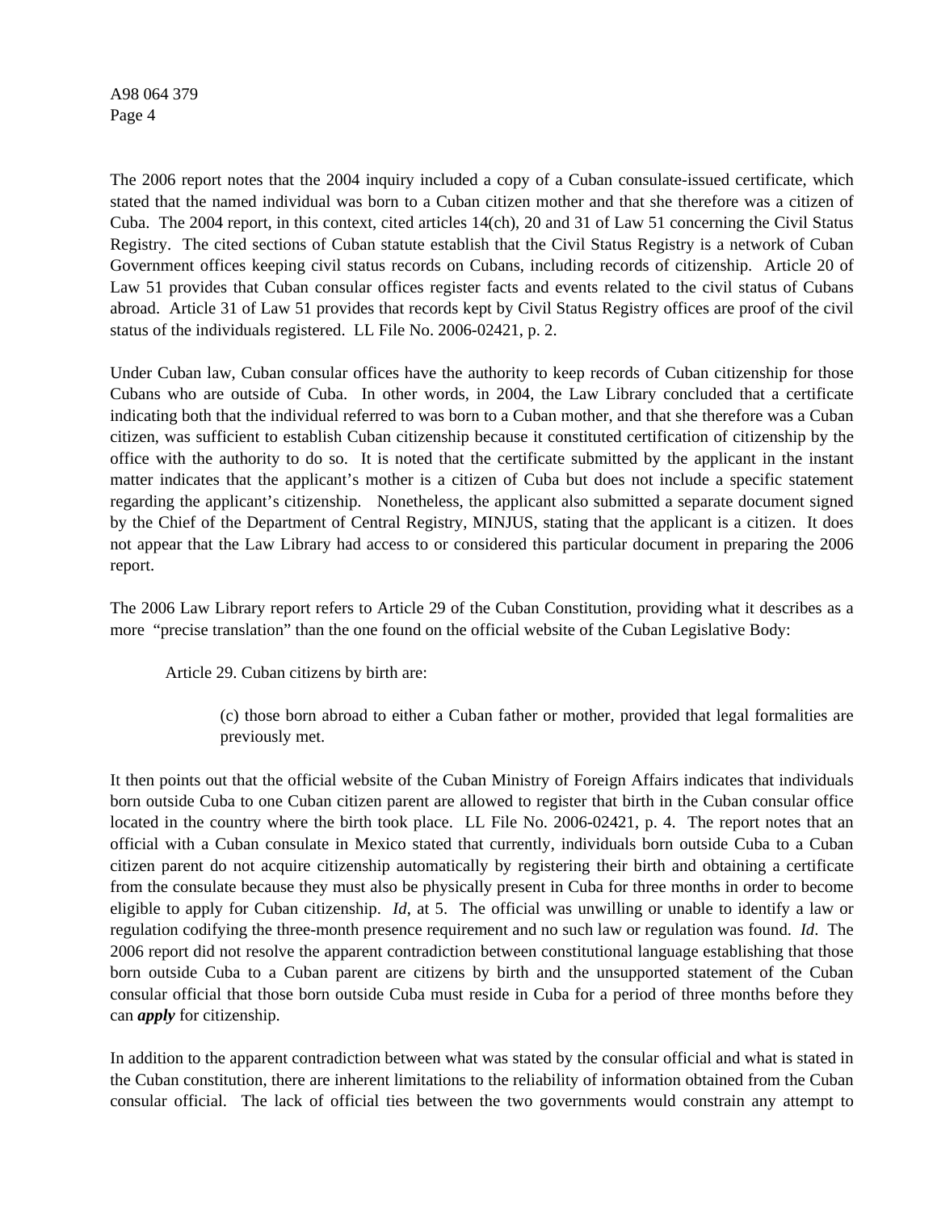The 2006 report notes that the 2004 inquiry included a copy of a Cuban consulate-issued certificate, which stated that the named individual was born to a Cuban citizen mother and that she therefore was a citizen of Cuba. The 2004 report, in this context, cited articles 14(ch), 20 and 31 of Law 51 concerning the Civil Status Registry. The cited sections of Cuban statute establish that the Civil Status Registry is a network of Cuban Government offices keeping civil status records on Cubans, including records of citizenship. Article 20 of Law 51 provides that Cuban consular offices register facts and events related to the civil status of Cubans abroad. Article 31 of Law 51 provides that records kept by Civil Status Registry offices are proof of the civil status of the individuals registered. LL File No. 2006-02421, p. 2.

Under Cuban law, Cuban consular offices have the authority to keep records of Cuban citizenship for those Cubans who are outside of Cuba. In other words, in 2004, the Law Library concluded that a certificate indicating both that the individual referred to was born to a Cuban mother, and that she therefore was a Cuban citizen, was sufficient to establish Cuban citizenship because it constituted certification of citizenship by the office with the authority to do so. It is noted that the certificate submitted by the applicant in the instant matter indicates that the applicant's mother is a citizen of Cuba but does not include a specific statement regarding the applicant's citizenship. Nonetheless, the applicant also submitted a separate document signed by the Chief of the Department of Central Registry, MINJUS, stating that the applicant is a citizen. It does not appear that the Law Library had access to or considered this particular document in preparing the 2006 report.

The 2006 Law Library report refers to Article 29 of the Cuban Constitution, providing what it describes as a more "precise translation" than the one found on the official website of the Cuban Legislative Body:

> Article 29. Cuban citizens by birth are:
>
> > (c) those born abroad to either a Cuban father or mother, provided that legal formalities are previously met.

It then points out that the official website of the Cuban Ministry of Foreign Affairs indicates that individuals born outside Cuba to one Cuban citizen parent are allowed to register that birth in the Cuban consular office located in the country where the birth took place. LL File No. 2006-02421, p. 4. The report notes that an official with a Cuban consulate in Mexico stated that currently, individuals born outside Cuba to a Cuban citizen parent do not acquire citizenship automatically by registering their birth and obtaining a certificate from the consulate because they must also be physically present in Cuba for three months in order to become eligible to apply for Cuban citizenship. *Id*, at 5. The official was unwilling or unable to identify a law or regulation codifying the three-month presence requirement and no such law or regulation was found. *Id*. The 2006 report did not resolve the apparent contradiction between constitutional language establishing that those born outside Cuba to a Cuban parent are citizens by birth and the unsupported statement of the Cuban consular official that those born outside Cuba must reside in Cuba for a period of three months before they can ***apply*** for citizenship.

In addition to the apparent contradiction between what was stated by the consular official and what is stated in the Cuban constitution, there are inherent limitations to the reliability of information obtained from the Cuban consular official. The lack of official ties between the two governments would constrain any attempt to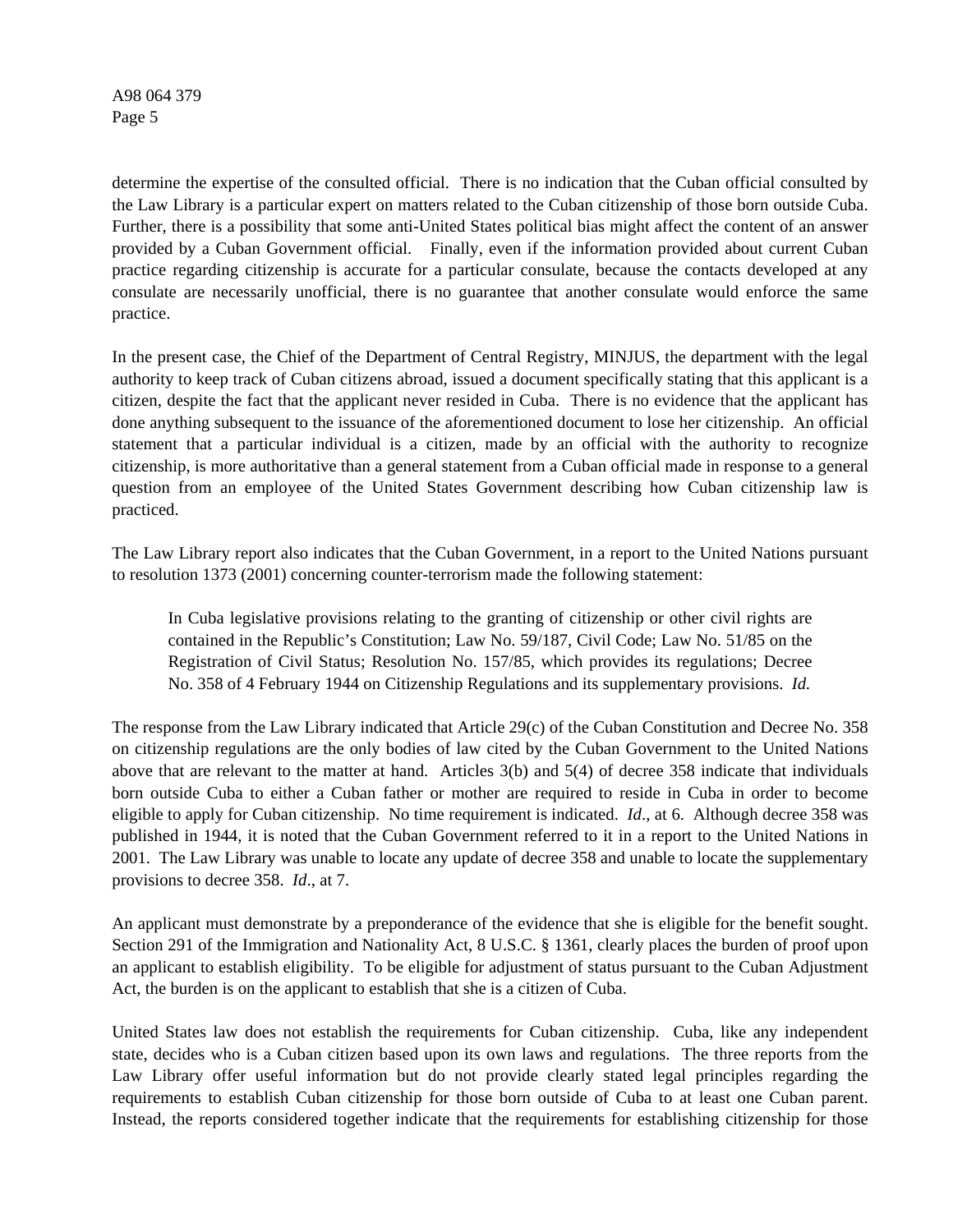determine the expertise of the consulted official. There is no indication that the Cuban official consulted by the Law Library is a particular expert on matters related to the Cuban citizenship of those born outside Cuba. Further, there is a possibility that some anti-United States political bias might affect the content of an answer provided by a Cuban Government official. Finally, even if the information provided about current Cuban practice regarding citizenship is accurate for a particular consulate, because the contacts developed at any consulate are necessarily unofficial, there is no guarantee that another consulate would enforce the same practice.

In the present case, the Chief of the Department of Central Registry, MINJUS, the department with the legal authority to keep track of Cuban citizens abroad, issued a document specifically stating that this applicant is a citizen, despite the fact that the applicant never resided in Cuba. There is no evidence that the applicant has done anything subsequent to the issuance of the aforementioned document to lose her citizenship. An official statement that a particular individual is a citizen, made by an official with the authority to recognize citizenship, is more authoritative than a general statement from a Cuban official made in response to a general question from an employee of the United States Government describing how Cuban citizenship law is practiced.

The Law Library report also indicates that the Cuban Government, in a report to the United Nations pursuant to resolution 1373 (2001) concerning counter-terrorism made the following statement:

> In Cuba legislative provisions relating to the granting of citizenship or other civil rights are contained in the Republic's Constitution; Law No. 59/187, Civil Code; Law No. 51/85 on the Registration of Civil Status; Resolution No. 157/85, which provides its regulations; Decree No. 358 of 4 February 1944 on Citizenship Regulations and its supplementary provisions. *Id.*

The response from the Law Library indicated that Article 29(c) of the Cuban Constitution and Decree No. 358 on citizenship regulations are the only bodies of law cited by the Cuban Government to the United Nations above that are relevant to the matter at hand. Articles 3(b) and 5(4) of decree 358 indicate that individuals born outside Cuba to either a Cuban father or mother are required to reside in Cuba in order to become eligible to apply for Cuban citizenship. No time requirement is indicated. *Id*., at 6. Although decree 358 was published in 1944, it is noted that the Cuban Government referred to it in a report to the United Nations in 2001. The Law Library was unable to locate any update of decree 358 and unable to locate the supplementary provisions to decree 358. *Id*., at 7.

An applicant must demonstrate by a preponderance of the evidence that she is eligible for the benefit sought. Section 291 of the Immigration and Nationality Act, 8 U.S.C. § 1361, clearly places the burden of proof upon an applicant to establish eligibility. To be eligible for adjustment of status pursuant to the Cuban Adjustment Act, the burden is on the applicant to establish that she is a citizen of Cuba.

United States law does not establish the requirements for Cuban citizenship. Cuba, like any independent state, decides who is a Cuban citizen based upon its own laws and regulations. The three reports from the Law Library offer useful information but do not provide clearly stated legal principles regarding the requirements to establish Cuban citizenship for those born outside of Cuba to at least one Cuban parent. Instead, the reports considered together indicate that the requirements for establishing citizenship for those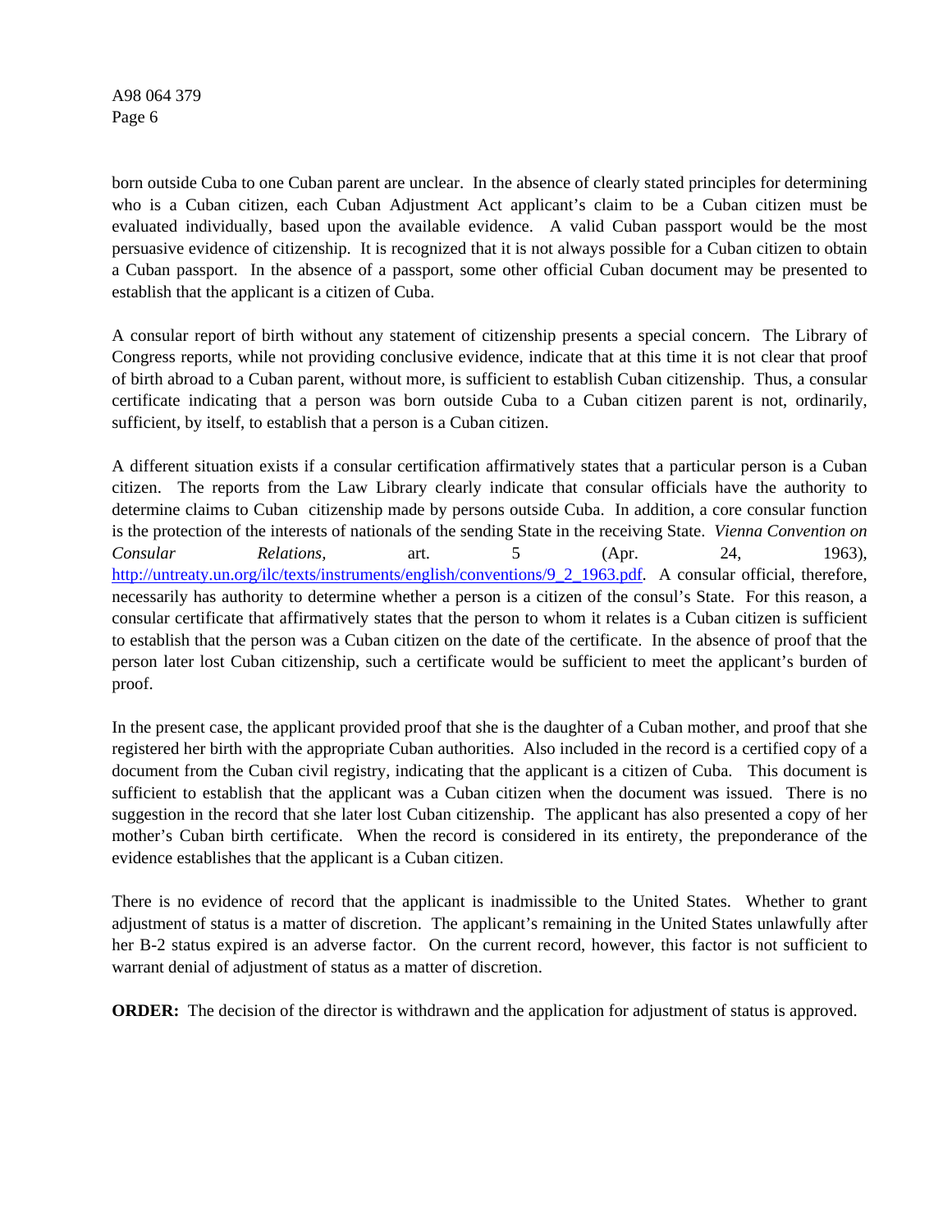born outside Cuba to one Cuban parent are unclear. In the absence of clearly stated principles for determining who is a Cuban citizen, each Cuban Adjustment Act applicant's claim to be a Cuban citizen must be evaluated individually, based upon the available evidence. A valid Cuban passport would be the most persuasive evidence of citizenship. It is recognized that it is not always possible for a Cuban citizen to obtain a Cuban passport. In the absence of a passport, some other official Cuban document may be presented to establish that the applicant is a citizen of Cuba.

A consular report of birth without any statement of citizenship presents a special concern. The Library of Congress reports, while not providing conclusive evidence, indicate that at this time it is not clear that proof of birth abroad to a Cuban parent, without more, is sufficient to establish Cuban citizenship. Thus, a consular certificate indicating that a person was born outside Cuba to a Cuban citizen parent is not, ordinarily, sufficient, by itself, to establish that a person is a Cuban citizen.

A different situation exists if a consular certification affirmatively states that a particular person is a Cuban citizen. The reports from the Law Library clearly indicate that consular officials have the authority to determine claims to Cuban citizenship made by persons outside Cuba. In addition, a core consular function is the protection of the interests of nationals of the sending State in the receiving State. *Vienna Convention on Consular Relations,* art. 5 (Apr. 24, 1963), http://untreaty.un.org/ilc/texts/instruments/english/conventions/9_2_1963.pdf. A consular official, therefore, necessarily has authority to determine whether a person is a citizen of the consul's State. For this reason, a consular certificate that affirmatively states that the person to whom it relates is a Cuban citizen is sufficient to establish that the person was a Cuban citizen on the date of the certificate. In the absence of proof that the person later lost Cuban citizenship, such a certificate would be sufficient to meet the applicant's burden of proof.

In the present case, the applicant provided proof that she is the daughter of a Cuban mother, and proof that she registered her birth with the appropriate Cuban authorities. Also included in the record is a certified copy of a document from the Cuban civil registry, indicating that the applicant is a citizen of Cuba. This document is sufficient to establish that the applicant was a Cuban citizen when the document was issued. There is no suggestion in the record that she later lost Cuban citizenship. The applicant has also presented a copy of her mother's Cuban birth certificate. When the record is considered in its entirety, the preponderance of the evidence establishes that the applicant is a Cuban citizen.

There is no evidence of record that the applicant is inadmissible to the United States. Whether to grant adjustment of status is a matter of discretion. The applicant's remaining in the United States unlawfully after her B-2 status expired is an adverse factor. On the current record, however, this factor is not sufficient to warrant denial of adjustment of status as a matter of discretion.

**ORDER:** The decision of the director is withdrawn and the application for adjustment of status is approved.